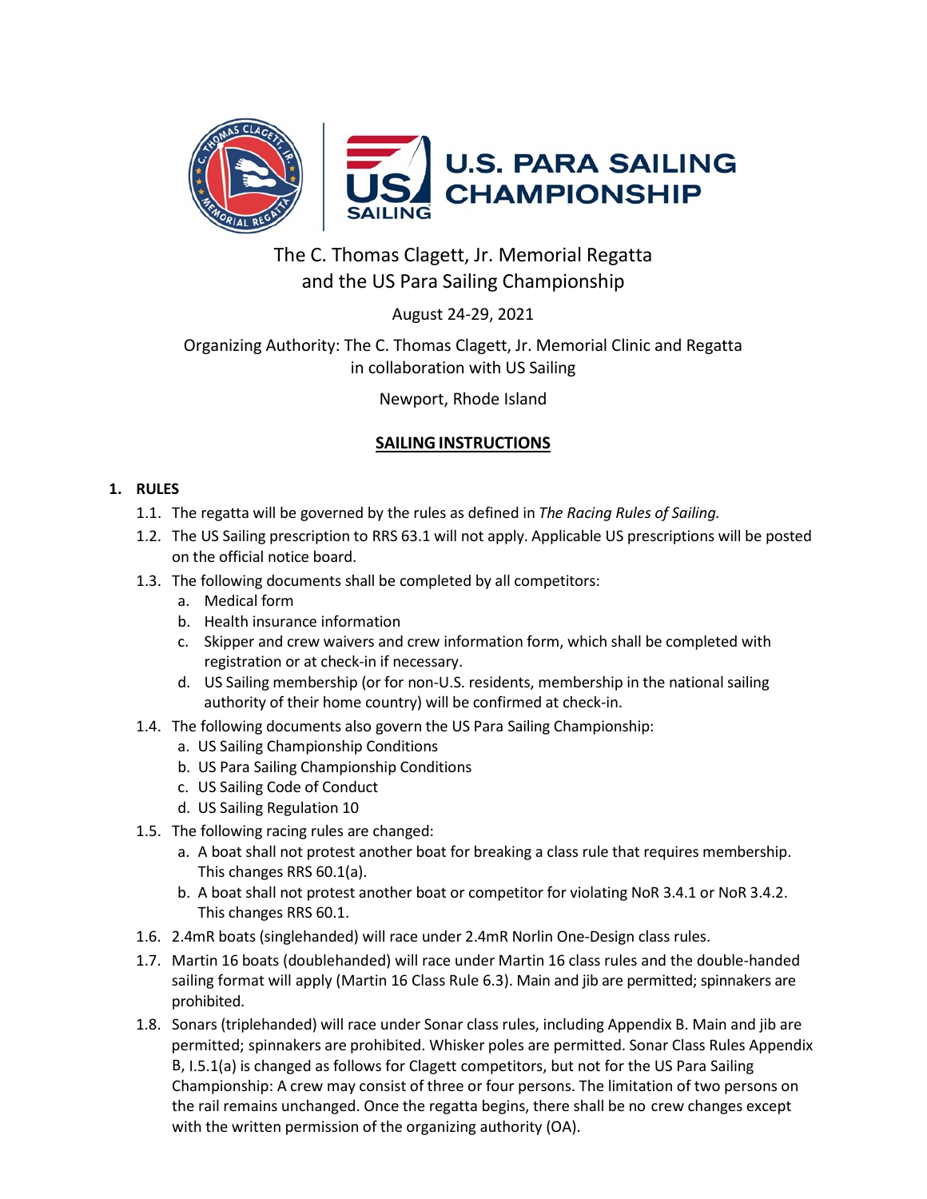U.S. PARA SAILING CHAMPIONSHIP

# The C. Thomas Clagett, Jr. Memorial Regatta and the US Para Sailing Championship

August 24-29, 2021

Organizing Authority: The C. Thomas Clagett, Jr. Memorial Clinic and Regatta in collaboration with US Sailing

Newport, Rhode Island

## SAILING INSTRUCTIONS

### 1. RULES

1.1. The regatta will be governed by the rules as defined in *The Racing Rules of Sailing.*

1.2. The US Sailing prescription to RRS 63.1 will not apply. Applicable US prescriptions will be posted on the official notice board.

1.3. The following documents shall be completed by all competitors:

a. Medical form
b. Health insurance information
c. Skipper and crew waivers and crew information form, which shall be completed with registration or at check-in if necessary.
d. US Sailing membership (or for non-U.S. residents, membership in the national sailing authority of their home country) will be confirmed at check-in.

1.4. The following documents also govern the US Para Sailing Championship:

a. US Sailing Championship Conditions
b. US Para Sailing Championship Conditions
c. US Sailing Code of Conduct
d. US Sailing Regulation 10

1.5. The following racing rules are changed:

a. A boat shall not protest another boat for breaking a class rule that requires membership. This changes RRS 60.1(a).
b. A boat shall not protest another boat or competitor for violating NoR 3.4.1 or NoR 3.4.2. This changes RRS 60.1.

1.6. 2.4mR boats (singlehanded) will race under 2.4mR Norlin One-Design class rules.

1.7. Martin 16 boats (doublehanded) will race under Martin 16 class rules and the double-handed sailing format will apply (Martin 16 Class Rule 6.3). Main and jib are permitted; spinnakers are prohibited.

1.8. Sonars (triplehanded) will race under Sonar class rules, including Appendix B. Main and jib are permitted; spinnakers are prohibited. Whisker poles are permitted. Sonar Class Rules Appendix B, I.5.1(a) is changed as follows for Clagett competitors, but not for the US Para Sailing Championship: A crew may consist of three or four persons. The limitation of two persons on the rail remains unchanged. Once the regatta begins, there shall be no crew changes except with the written permission of the organizing authority (OA).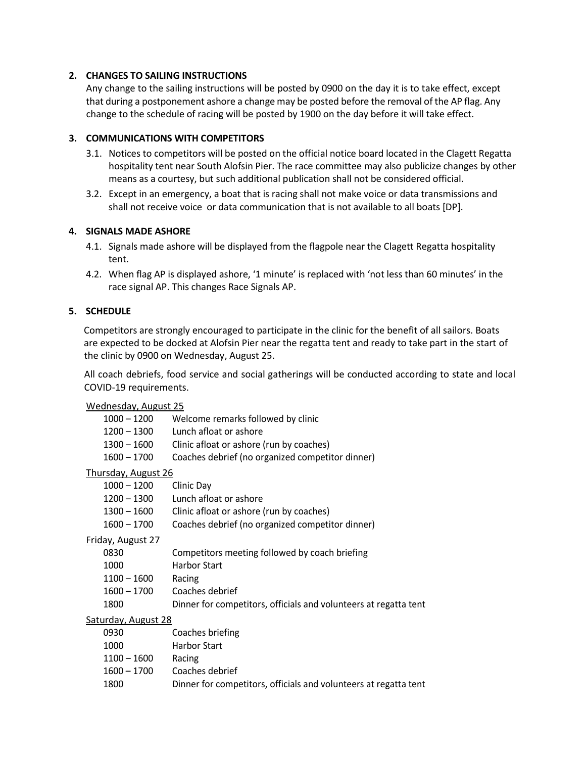## 2. CHANGES TO SAILING INSTRUCTIONS

Any change to the sailing instructions will be posted by 0900 on the day it is to take effect, except that during a postponement ashore a change may be posted before the removal of the AP flag. Any change to the schedule of racing will be posted by 1900 on the day before it will take effect.

## 3. COMMUNICATIONS WITH COMPETITORS

3.1. Notices to competitors will be posted on the official notice board located in the Clagett Regatta hospitality tent near South Alofsin Pier. The race committee may also publicize changes by other means as a courtesy, but such additional publication shall not be considered official.

3.2. Except in an emergency, a boat that is racing shall not make voice or data transmissions and shall not receive voice or data communication that is not available to all boats [DP].

## 4. SIGNALS MADE ASHORE

4.1. Signals made ashore will be displayed from the flagpole near the Clagett Regatta hospitality tent.

4.2. When flag AP is displayed ashore, '1 minute' is replaced with 'not less than 60 minutes' in the race signal AP. This changes Race Signals AP.

## 5. SCHEDULE

Competitors are strongly encouraged to participate in the clinic for the benefit of all sailors. Boats are expected to be docked at Alofsin Pier near the regatta tent and ready to take part in the start of the clinic by 0900 on Wednesday, August 25.

All coach debriefs, food service and social gatherings will be conducted according to state and local COVID-19 requirements.

Wednesday, August 25

| | |
|---|---|
| 1000 – 1200 | Welcome remarks followed by clinic |
| 1200 – 1300 | Lunch afloat or ashore |
| 1300 – 1600 | Clinic afloat or ashore (run by coaches) |
| 1600 – 1700 | Coaches debrief (no organized competitor dinner) |

Thursday, August 26

| | |
|---|---|
| 1000 – 1200 | Clinic Day |
| 1200 – 1300 | Lunch afloat or ashore |
| 1300 – 1600 | Clinic afloat or ashore (run by coaches) |
| 1600 – 1700 | Coaches debrief (no organized competitor dinner) |

Friday, August 27

| | |
|---|---|
| 0830 | Competitors meeting followed by coach briefing |
| 1000 | Harbor Start |
| 1100 – 1600 | Racing |
| 1600 – 1700 | Coaches debrief |
| 1800 | Dinner for competitors, officials and volunteers at regatta tent |

Saturday, August 28

| | |
|---|---|
| 0930 | Coaches briefing |
| 1000 | Harbor Start |
| 1100 – 1600 | Racing |
| 1600 – 1700 | Coaches debrief |
| 1800 | Dinner for competitors, officials and volunteers at regatta tent |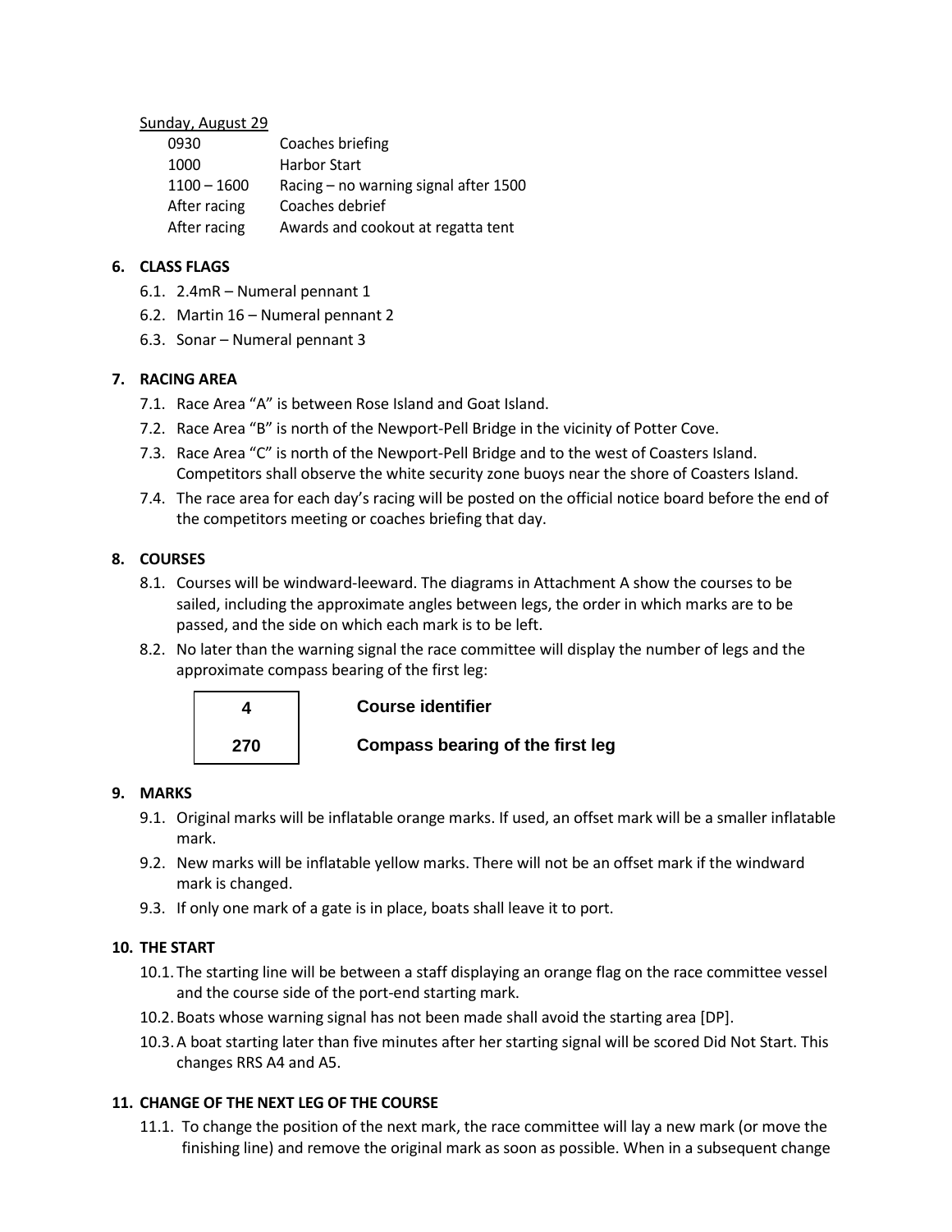Sunday, August 29

| | |
|---|---|
| 0930 | Coaches briefing |
| 1000 | Harbor Start |
| 1100 – 1600 | Racing – no warning signal after 1500 |
| After racing | Coaches debrief |
| After racing | Awards and cookout at regatta tent |

## 6. CLASS FLAGS

6.1. 2.4mR – Numeral pennant 1

6.2. Martin 16 – Numeral pennant 2

6.3. Sonar – Numeral pennant 3

## 7. RACING AREA

7.1. Race Area "A" is between Rose Island and Goat Island.

7.2. Race Area "B" is north of the Newport-Pell Bridge in the vicinity of Potter Cove.

7.3. Race Area "C" is north of the Newport-Pell Bridge and to the west of Coasters Island. Competitors shall observe the white security zone buoys near the shore of Coasters Island.

7.4. The race area for each day's racing will be posted on the official notice board before the end of the competitors meeting or coaches briefing that day.

## 8. COURSES

8.1. Courses will be windward-leeward. The diagrams in Attachment A show the courses to be sailed, including the approximate angles between legs, the order in which marks are to be passed, and the side on which each mark is to be left.

8.2. No later than the warning signal the race committee will display the number of legs and the approximate compass bearing of the first leg:

| | |
|---|---|
| **4** | **Course identifier** |
| **270** | **Compass bearing of the first leg** |

## 9. MARKS

9.1. Original marks will be inflatable orange marks. If used, an offset mark will be a smaller inflatable mark.

9.2. New marks will be inflatable yellow marks. There will not be an offset mark if the windward mark is changed.

9.3. If only one mark of a gate is in place, boats shall leave it to port.

## 10. THE START

10.1. The starting line will be between a staff displaying an orange flag on the race committee vessel and the course side of the port-end starting mark.

10.2. Boats whose warning signal has not been made shall avoid the starting area [DP].

10.3. A boat starting later than five minutes after her starting signal will be scored Did Not Start. This changes RRS A4 and A5.

## 11. CHANGE OF THE NEXT LEG OF THE COURSE

11.1. To change the position of the next mark, the race committee will lay a new mark (or move the finishing line) and remove the original mark as soon as possible. When in a subsequent change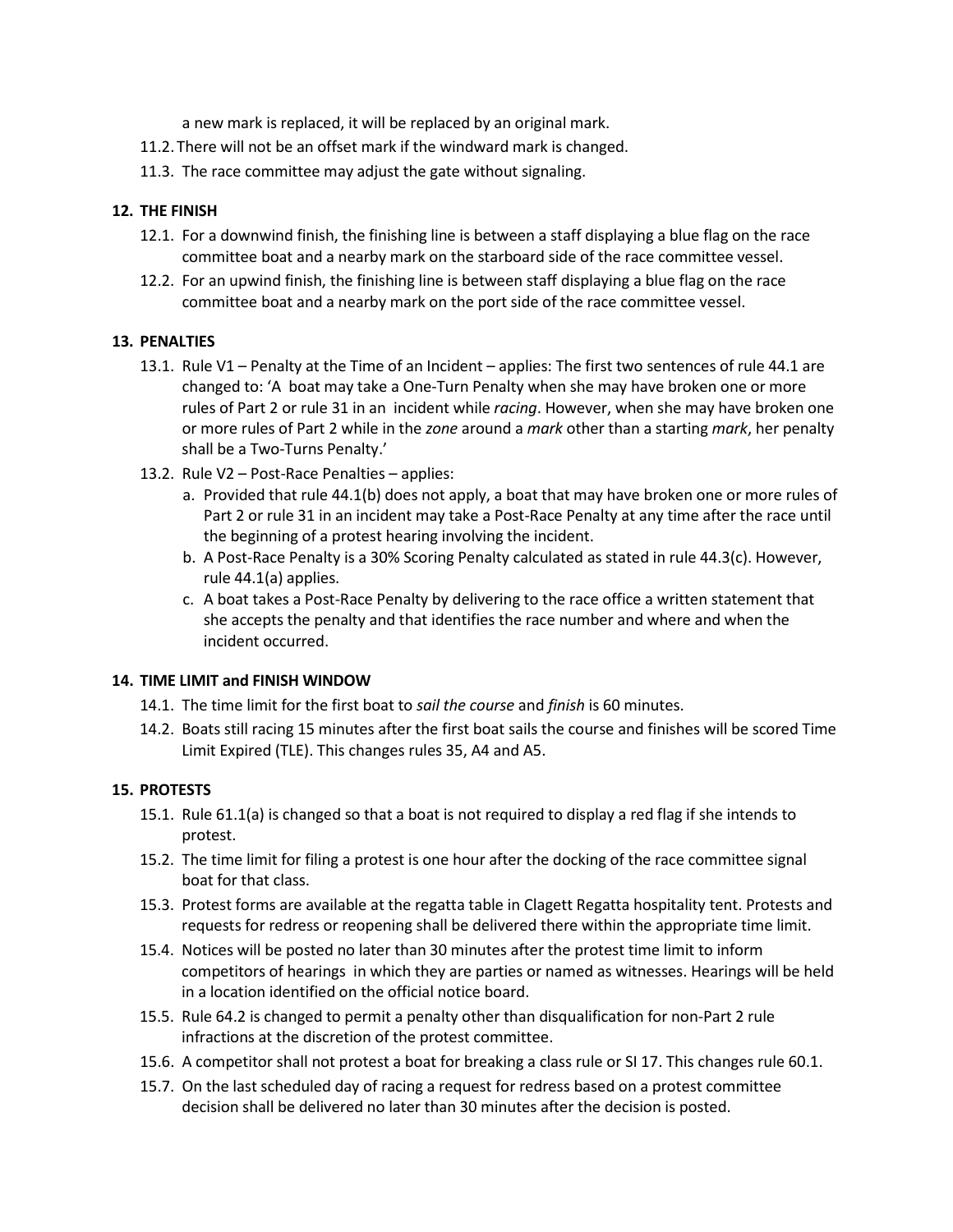a new mark is replaced, it will be replaced by an original mark.

11.2. There will not be an offset mark if the windward mark is changed.

11.3. The race committee may adjust the gate without signaling.

## 12. THE FINISH

12.1. For a downwind finish, the finishing line is between a staff displaying a blue flag on the race committee boat and a nearby mark on the starboard side of the race committee vessel.

12.2. For an upwind finish, the finishing line is between staff displaying a blue flag on the race committee boat and a nearby mark on the port side of the race committee vessel.

## 13. PENALTIES

13.1. Rule V1 – Penalty at the Time of an Incident – applies: The first two sentences of rule 44.1 are changed to: 'A boat may take a One-Turn Penalty when she may have broken one or more rules of Part 2 or rule 31 in an incident while *racing*. However, when she may have broken one or more rules of Part 2 while in the *zone* around a *mark* other than a starting *mark*, her penalty shall be a Two-Turns Penalty.'

13.2. Rule V2 – Post-Race Penalties – applies:

a. Provided that rule 44.1(b) does not apply, a boat that may have broken one or more rules of Part 2 or rule 31 in an incident may take a Post-Race Penalty at any time after the race until the beginning of a protest hearing involving the incident.

b. A Post-Race Penalty is a 30% Scoring Penalty calculated as stated in rule 44.3(c). However, rule 44.1(a) applies.

c. A boat takes a Post-Race Penalty by delivering to the race office a written statement that she accepts the penalty and that identifies the race number and where and when the incident occurred.

## 14. TIME LIMIT and FINISH WINDOW

14.1. The time limit for the first boat to *sail the course* and *finish* is 60 minutes.

14.2. Boats still racing 15 minutes after the first boat sails the course and finishes will be scored Time Limit Expired (TLE). This changes rules 35, A4 and A5.

## 15. PROTESTS

15.1. Rule 61.1(a) is changed so that a boat is not required to display a red flag if she intends to protest.

15.2. The time limit for filing a protest is one hour after the docking of the race committee signal boat for that class.

15.3. Protest forms are available at the regatta table in Clagett Regatta hospitality tent. Protests and requests for redress or reopening shall be delivered there within the appropriate time limit.

15.4. Notices will be posted no later than 30 minutes after the protest time limit to inform competitors of hearings in which they are parties or named as witnesses. Hearings will be held in a location identified on the official notice board.

15.5. Rule 64.2 is changed to permit a penalty other than disqualification for non-Part 2 rule infractions at the discretion of the protest committee.

15.6. A competitor shall not protest a boat for breaking a class rule or SI 17. This changes rule 60.1.

15.7. On the last scheduled day of racing a request for redress based on a protest committee decision shall be delivered no later than 30 minutes after the decision is posted.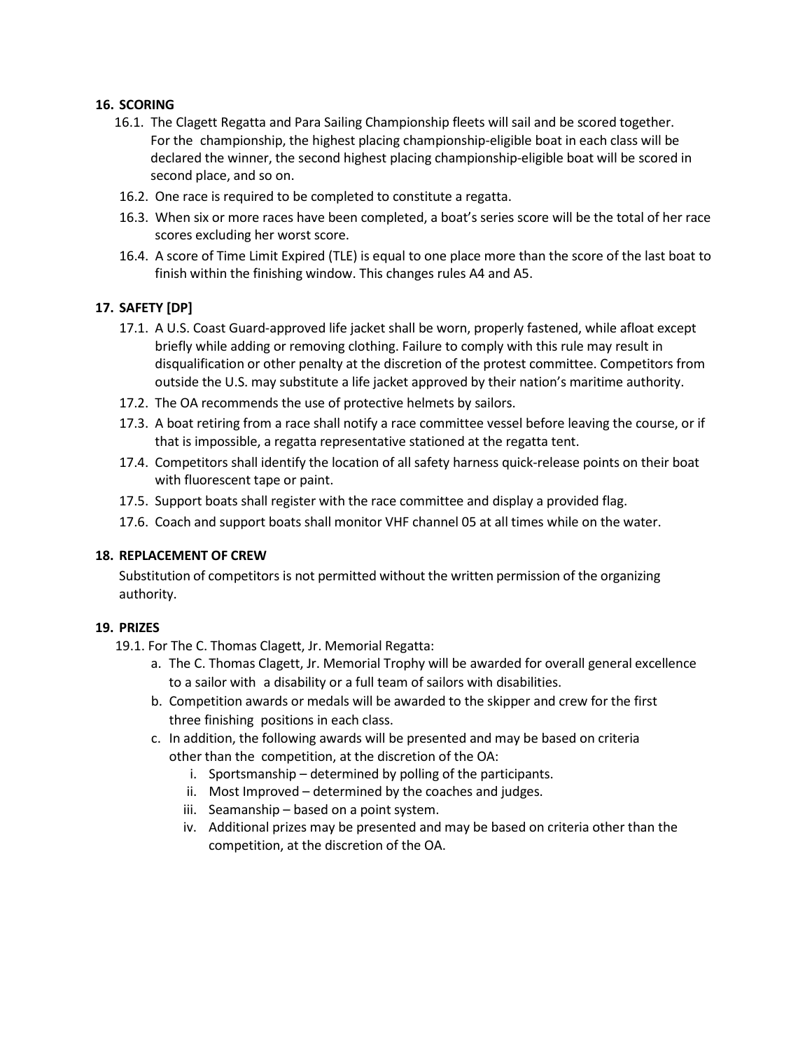## 16. SCORING

16.1. The Clagett Regatta and Para Sailing Championship fleets will sail and be scored together. For the championship, the highest placing championship-eligible boat in each class will be declared the winner, the second highest placing championship-eligible boat will be scored in second place, and so on.

16.2. One race is required to be completed to constitute a regatta.

16.3. When six or more races have been completed, a boat's series score will be the total of her race scores excluding her worst score.

16.4. A score of Time Limit Expired (TLE) is equal to one place more than the score of the last boat to finish within the finishing window. This changes rules A4 and A5.

## 17. SAFETY [DP]

17.1. A U.S. Coast Guard-approved life jacket shall be worn, properly fastened, while afloat except briefly while adding or removing clothing. Failure to comply with this rule may result in disqualification or other penalty at the discretion of the protest committee. Competitors from outside the U.S. may substitute a life jacket approved by their nation's maritime authority.

17.2. The OA recommends the use of protective helmets by sailors.

17.3. A boat retiring from a race shall notify a race committee vessel before leaving the course, or if that is impossible, a regatta representative stationed at the regatta tent.

17.4. Competitors shall identify the location of all safety harness quick-release points on their boat with fluorescent tape or paint.

17.5. Support boats shall register with the race committee and display a provided flag.

17.6. Coach and support boats shall monitor VHF channel 05 at all times while on the water.

## 18. REPLACEMENT OF CREW

Substitution of competitors is not permitted without the written permission of the organizing authority.

## 19. PRIZES

19.1. For The C. Thomas Clagett, Jr. Memorial Regatta:

a. The C. Thomas Clagett, Jr. Memorial Trophy will be awarded for overall general excellence to a sailor with a disability or a full team of sailors with disabilities.

b. Competition awards or medals will be awarded to the skipper and crew for the first three finishing positions in each class.

c. In addition, the following awards will be presented and may be based on criteria other than the competition, at the discretion of the OA:

   i. Sportsmanship – determined by polling of the participants.

   ii. Most Improved – determined by the coaches and judges.

   iii. Seamanship – based on a point system.

   iv. Additional prizes may be presented and may be based on criteria other than the competition, at the discretion of the OA.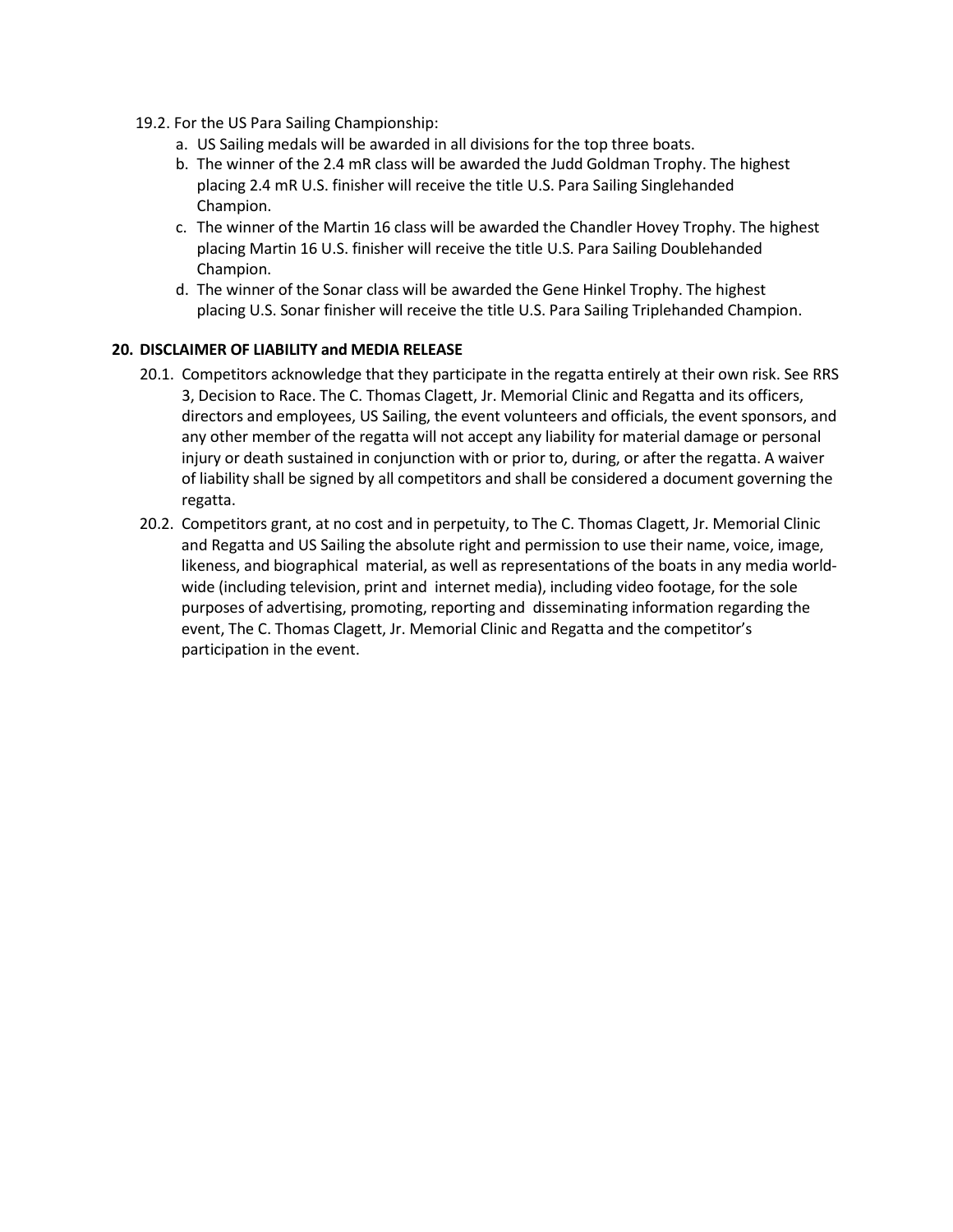19.2. For the US Para Sailing Championship:

a. US Sailing medals will be awarded in all divisions for the top three boats.
b. The winner of the 2.4 mR class will be awarded the Judd Goldman Trophy. The highest placing 2.4 mR U.S. finisher will receive the title U.S. Para Sailing Singlehanded Champion.
c. The winner of the Martin 16 class will be awarded the Chandler Hovey Trophy. The highest placing Martin 16 U.S. finisher will receive the title U.S. Para Sailing Doublehanded Champion.
d. The winner of the Sonar class will be awarded the Gene Hinkel Trophy. The highest placing U.S. Sonar finisher will receive the title U.S. Para Sailing Triplehanded Champion.

**20. DISCLAIMER OF LIABILITY and MEDIA RELEASE**

20.1. Competitors acknowledge that they participate in the regatta entirely at their own risk. See RRS 3, Decision to Race. The C. Thomas Clagett, Jr. Memorial Clinic and Regatta and its officers, directors and employees, US Sailing, the event volunteers and officials, the event sponsors, and any other member of the regatta will not accept any liability for material damage or personal injury or death sustained in conjunction with or prior to, during, or after the regatta. A waiver of liability shall be signed by all competitors and shall be considered a document governing the regatta.

20.2. Competitors grant, at no cost and in perpetuity, to The C. Thomas Clagett, Jr. Memorial Clinic and Regatta and US Sailing the absolute right and permission to use their name, voice, image, likeness, and biographical material, as well as representations of the boats in any media world-wide (including television, print and internet media), including video footage, for the sole purposes of advertising, promoting, reporting and disseminating information regarding the event, The C. Thomas Clagett, Jr. Memorial Clinic and Regatta and the competitor's participation in the event.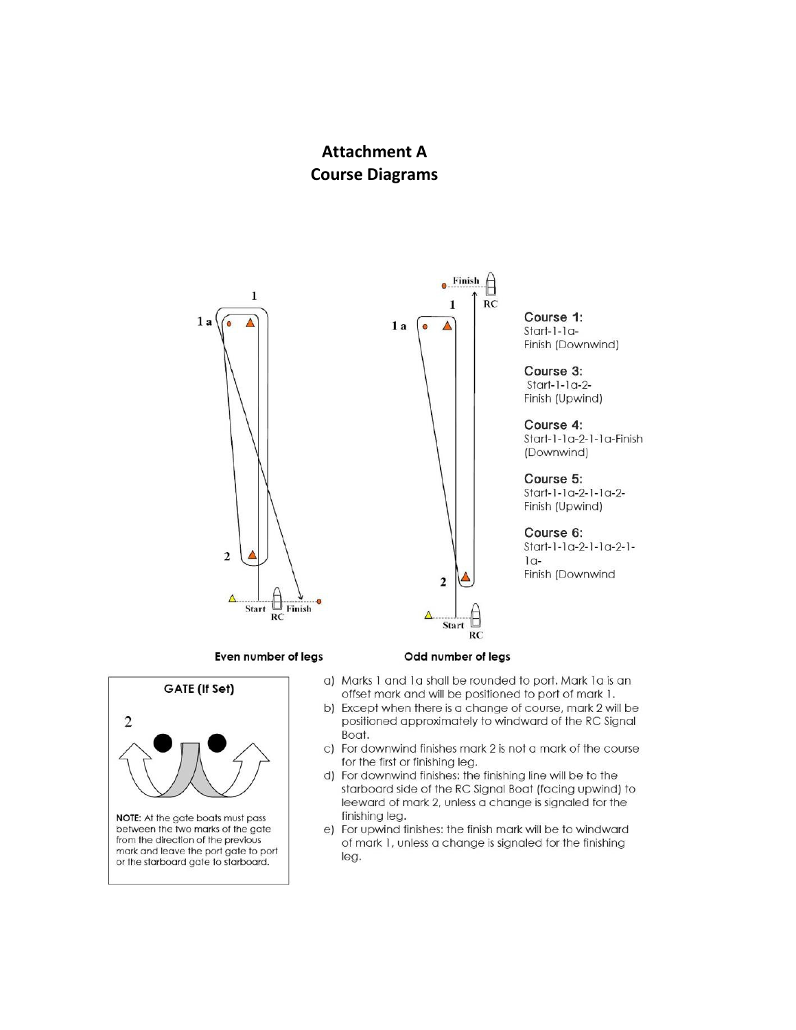# Attachment A
# Course Diagrams

1

1 a

2

Start

RC

Finish

**Even number of legs**

Finish

1

RC

1 a

2

Start

RC

**Odd number of legs**

**Course 1:**
Start-1-1a-
Finish (Downwind)

**Course 3:**
Start-1-1a-2-
Finish (Upwind)

**Course 4:**
Start-1-1a-2-1-1a-Finish
(Downwind)

**Course 5:**
Start-1-1a-2-1-1a-2-
Finish (Upwind)

**Course 6:**
Start-1-1a-2-1-1a-2-1-
1a-
Finish (Downwind

**GATE (If Set)**

2

NOTE: At the gate boats must pass between the two marks of the gate from the direction of the previous mark and leave the port gate to port or the starboard gate to starboard.

a) Marks 1 and 1a shall be rounded to port. Mark 1a is an offset mark and will be positioned to port of mark 1.
b) Except when there is a change of course, mark 2 will be positioned approximately to windward of the RC Signal Boat.
c) For downwind finishes mark 2 is not a mark of the course for the first or finishing leg.
d) For downwind finishes: the finishing line will be to the starboard side of the RC Signal Boat (facing upwind) to leeward of mark 2, unless a change is signaled for the finishing leg.
e) For upwind finishes: the finish mark will be to windward of mark 1, unless a change is signaled for the finishing leg.